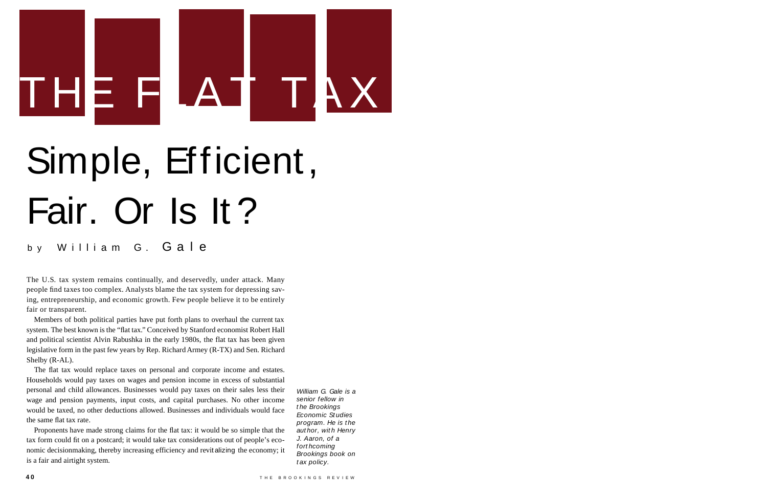# THE FLAT TAX

# Simple, Efficient, Fair. Or Is It?

by William G. Gale

The U.S. tax system remains continually, and deservedly, under attack. Many people find taxes too complex. Analysts blame the tax system for depressing saving, entrepreneurship, and economic growth. Few people believe it to be entirely fair or transparent.

Members of both political parties have put forth plans to overhaul the current tax system. The best known is the "flat tax." Conceived by Stanford economist Robert Hall and political scientist Alvin Rabushka in the early 1980s, the flat tax has been given legislative form in the past few years by Rep. Richard Armey (R-TX) and Sen. Richard Shelby (R-AL).

The flat tax would replace taxes on personal and corporate income and estates. Households would pay taxes on wages and pension income in excess of substantial personal and child allowances. Businesses would pay taxes on their sales less their wage and pension payments, input costs, and capital purchases. No other income would be taxed, no other deductions allowed. Businesses and individuals would face the same flat tax rate.

Proponents have made strong claims for the flat tax: it would be so simple that the tax form could fit on a postcard; it would take tax considerations out of people's economic decisionmaking, thereby increasing efficiency and revitalizing the economy; it is a fair and airtight system.

*William G. Gale is a senior fellow in the Brookings Economic Studies program. He is the author, with Henry J. Aaron, of a forthcoming Brookings book on tax policy.*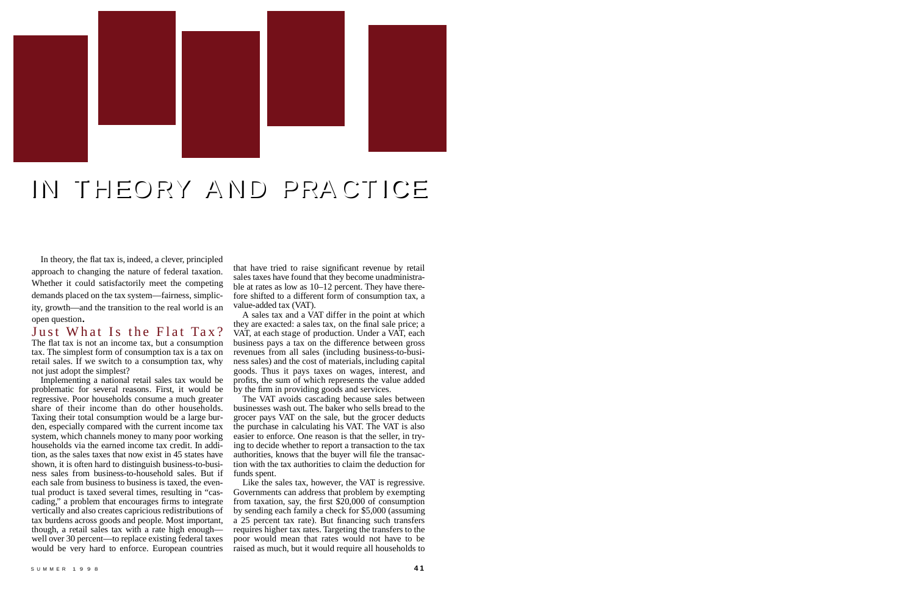# IN THEORY AND PRACTICE

In theory, the flat tax is, indeed, a clever, principled approach to changing the nature of federal taxation. Whether it could satisfactorily meet the competing demands placed on the tax system—fairness, simplicity, growth—and the transition to the real world is an open question.

## Just What Is the Flat Tax?

The flat tax is not an income tax, but a consumption tax. The simplest form of consumption tax is a tax on retail sales. If we switch to a consumption tax, why not just adopt the simplest?

Implementing a national retail sales tax would be problematic for several reasons. First, it would be regressive. Poor households consume a much greater share of their income than do other households. Taxing their total consumption would be a large burden, especially compared with the current income tax system, which channels money to many poor working households via the earned income tax credit. In addition, as the sales taxes that now exist in 45 states have shown, it is often hard to distinguish business-to-business sales from business-to-household sales. But if each sale from business to business is taxed, the eventual product is taxed several times, resulting in "cascading," a problem that encourages firms to integrate vertically and also creates capricious redistributions of tax burdens across goods and people. Most important, though, a retail sales tax with a rate high enough—well over 30 percent—to replace existing federal taxes would be very hard to enforce. European countries that have tried to raise significant revenue by retail sales taxes have found that they become unadministrable at rates as low as 10–12 percent. They have therefore shifted to a different form of consumption tax, a value-added tax (VAT).

A sales tax and a VAT differ in the point at which they are exacted: a sales tax, on the final sale price; a VAT, at each stage of production. Under a VAT, each business pays a tax on the difference between gross revenues from all sales (including business-to-business sales) and the cost of materials, including capital goods. Thus it pays taxes on wages, interest, and profits, the sum of which represents the value added by the firm in providing goods and services.

The VAT avoids cascading because sales between businesses wash out. The baker who sells bread to the grocer pays VAT on the sale, but the grocer deducts the purchase in calculating his VAT. The VAT is also easier to enforce. One reason is that the seller, in trying to decide whether to report a transaction to the tax authorities, knows that the buyer will file the transaction with the tax authorities to claim the deduction for funds spent.

Like the sales tax, however, the VAT is regressive. Governments can address that problem by exempting from taxation, say, the first $20,000 of consumption by sending each family a check for $5,000 (assuming a 25 percent tax rate). But financing such transfers requires higher tax rates. Targeting the transfers to the poor would mean that rates would not have to be raised as much, but it would require all households to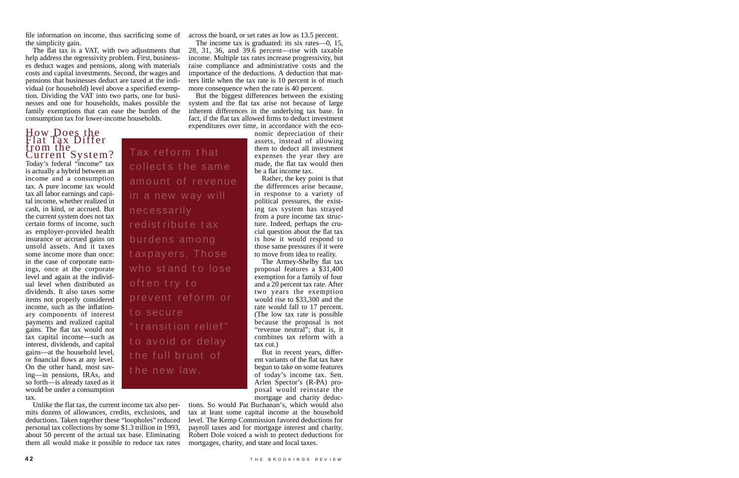file information on income, thus sacrificing some of the simplicity gain.

The flat tax is a VAT, with two adjustments that help address the regressivity problem. First, businesses deduct wages and pensions, along with materials costs and capital investments. Second, the wages and pensions that businesses deduct are taxed at the individual (or household) level above a specified exemption. Dividing the VAT into two parts, one for businesses and one for households, makes possible the family exemptions that can ease the burden of the consumption tax for lower-income households.

## How Does the Flat Tax Differ from the Current System?

Today's federal "income" tax is actually a hybrid between an income and a consumption tax. A pure income tax would tax all labor earnings and capital income, whether realized in cash, in kind, or accrued. But the current system does not tax certain forms of income, such as employer-provided health insurance or accrued gains on unsold assets. And it taxes some income more than once: in the case of corporate earnings, once at the corporate level and again at the individual level when distributed as dividends. It also taxes some items not properly considered income, such as the inflationary components of interest payments and realized capital gains. The flat tax would not tax capital income—such as interest, dividends, and capital gains—at the household level, or financial flows at any level. On the other hand, most saving—in pensions, IRAs, and so forth—is already taxed as it would be under a consumption tax.

> Tax reform that collects the same amount of revenue in a new way will necessarily redistribute tax burdens among taxpayers. Those who stand to lose often try to prevent reform or to secure "transition relief" to avoid or delay the full brunt of the new law.

Unlike the flat tax, the current income tax also permits dozens of allowances, credits, exclusions, and deductions. Taken together these "loopholes" reduced personal tax collections by some $1.3 trillion in 1993, about 50 percent of the actual tax base. Eliminating them all would make it possible to reduce tax rates across the board, or set rates as low as 13.5 percent.

The income tax is graduated: its six rates—0, 15, 28, 31, 36, and 39.6 percent—rise with taxable income. Multiple tax rates increase progressivity, but raise compliance and administrative costs and the importance of the deductions. A deduction that matters little when the tax rate is 10 percent is of much more consequence when the rate is 40 percent.

But the biggest differences between the existing system and the flat tax arise not because of large inherent differences in the underlying tax base. In fact, if the flat tax allowed firms to deduct investment expenditures over time, in accordance with the economic depreciation of their assets, instead of allowing them to deduct all investment expenses the year they are made, the flat tax would then be a flat income tax.

Rather, the key point is that the differences arise because, in response to a variety of political pressures, the existing tax system has strayed from a pure income tax structure. Indeed, perhaps the crucial question about the flat tax is how it would respond to those same pressures if it were to move from idea to reality.

The Armey-Shelby flat tax proposal features a $31,400 exemption for a family of four and a 20 percent tax rate. After two years the exemption would rise to $33,300 and the rate would fall to 17 percent. (The low tax rate is possible because the proposal is not "revenue neutral"; that is, it combines tax reform with a tax cut.)

But in recent years, different variants of the flat tax have begun to take on some features of today's income tax. Sen. Arlen Spector's (R-PA) proposal would reinstate the mortgage and charity deductions. So would Pat Buchanan's, which would also tax at least some capital income at the household level. The Kemp Commission favored deductions for payroll taxes and for mortgage interest and charity. Robert Dole voiced a wish to protect deductions for mortgages, charity, and state and local taxes.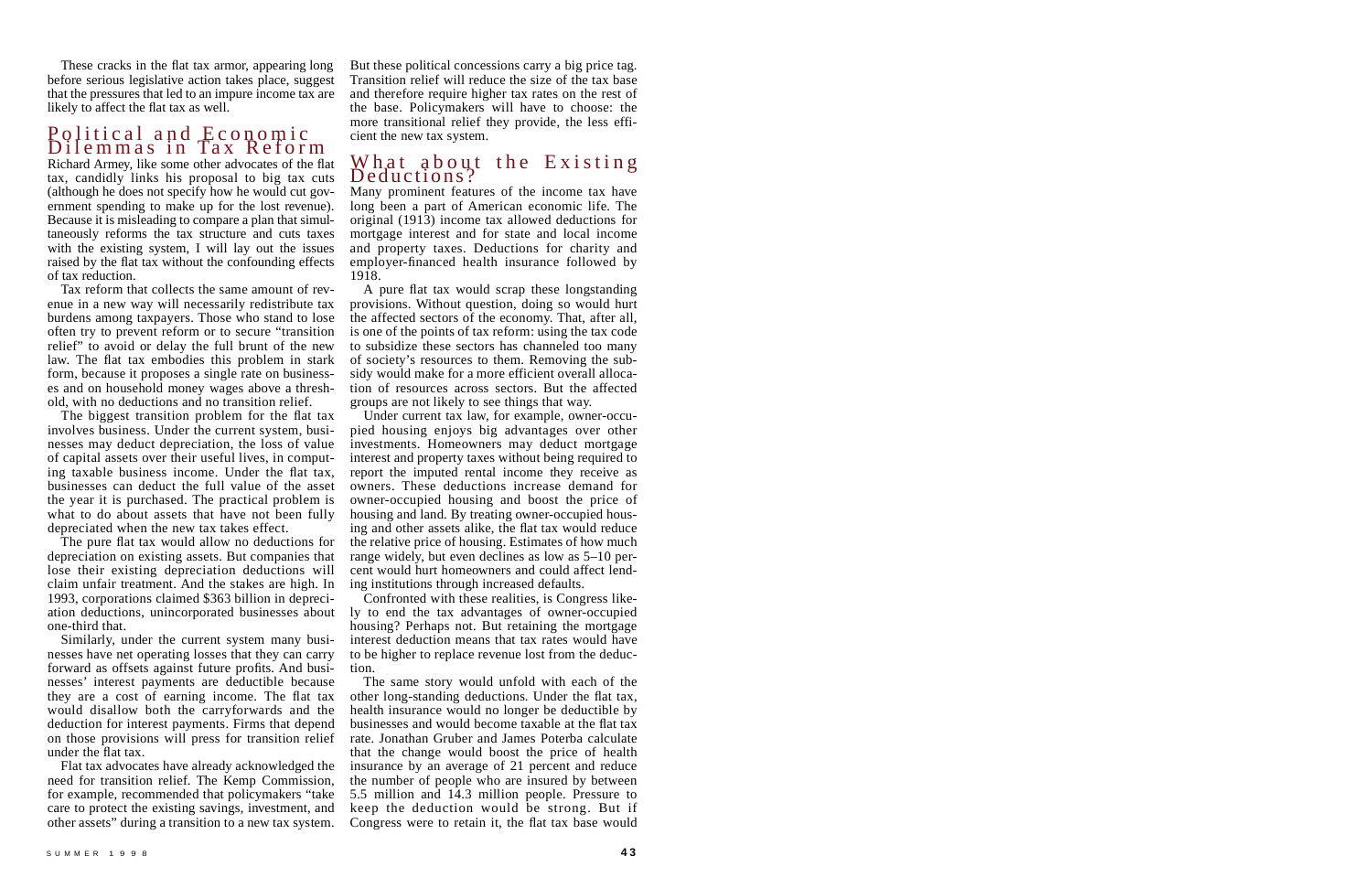These cracks in the flat tax armor, appearing long before serious legislative action takes place, suggest that the pressures that led to an impure income tax are likely to affect the flat tax as well.

## Political and Economic Dilemmas in Tax Reform

Richard Armey, like some other advocates of the flat tax, candidly links his proposal to big tax cuts (although he does not specify how he would cut government spending to make up for the lost revenue). Because it is misleading to compare a plan that simultaneously reforms the tax structure and cuts taxes with the existing system, I will lay out the issues raised by the flat tax without the confounding effects of tax reduction.

Tax reform that collects the same amount of revenue in a new way will necessarily redistribute tax burdens among taxpayers. Those who stand to lose often try to prevent reform or to secure "transition relief" to avoid or delay the full brunt of the new law. The flat tax embodies this problem in stark form, because it proposes a single rate on businesses and on household money wages above a threshold, with no deductions and no transition relief.

The biggest transition problem for the flat tax involves business. Under the current system, businesses may deduct depreciation, the loss of value of capital assets over their useful lives, in computing taxable business income. Under the flat tax, businesses can deduct the full value of the asset the year it is purchased. The practical problem is what to do about assets that have not been fully depreciated when the new tax takes effect.

The pure flat tax would allow no deductions for depreciation on existing assets. But companies that lose their existing depreciation deductions will claim unfair treatment. And the stakes are high. In 1993, corporations claimed $363 billion in depreciation deductions, unincorporated businesses about one-third that.

Similarly, under the current system many businesses have net operating losses that they can carry forward as offsets against future profits. And businesses' interest payments are deductible because they are a cost of earning income. The flat tax would disallow both the carryforwards and the deduction for interest payments. Firms that depend on those provisions will press for transition relief under the flat tax.

Flat tax advocates have already acknowledged the need for transition relief. The Kemp Commission, for example, recommended that policymakers "take care to protect the existing savings, investment, and other assets" during a transition to a new tax system. But these political concessions carry a big price tag. Transition relief will reduce the size of the tax base and therefore require higher tax rates on the rest of the base. Policymakers will have to choose: the more transitional relief they provide, the less efficient the new tax system.

## What about the Existing Deductions?

Many prominent features of the income tax have long been a part of American economic life. The original (1913) income tax allowed deductions for mortgage interest and for state and local income and property taxes. Deductions for charity and employer-financed health insurance followed by 1918.

A pure flat tax would scrap these longstanding provisions. Without question, doing so would hurt the affected sectors of the economy. That, after all, is one of the points of tax reform: using the tax code to subsidize these sectors has channeled too many of society's resources to them. Removing the subsidy would make for a more efficient overall allocation of resources across sectors. But the affected groups are not likely to see things that way.

Under current tax law, for example, owner-occupied housing enjoys big advantages over other investments. Homeowners may deduct mortgage interest and property taxes without being required to report the imputed rental income they receive as owners. These deductions increase demand for owner-occupied housing and boost the price of housing and land. By treating owner-occupied housing and other assets alike, the flat tax would reduce the relative price of housing. Estimates of how much range widely, but even declines as low as 5–10 percent would hurt homeowners and could affect lending institutions through increased defaults.

Confronted with these realities, is Congress likely to end the tax advantages of owner-occupied housing? Perhaps not. But retaining the mortgage interest deduction means that tax rates would have to be higher to replace revenue lost from the deduction.

The same story would unfold with each of the other long-standing deductions. Under the flat tax, health insurance would no longer be deductible by businesses and would become taxable at the flat tax rate. Jonathan Gruber and James Poterba calculate that the change would boost the price of health insurance by an average of 21 percent and reduce the number of people who are insured by between 5.5 million and 14.3 million people. Pressure to keep the deduction would be strong. But if Congress were to retain it, the flat tax base would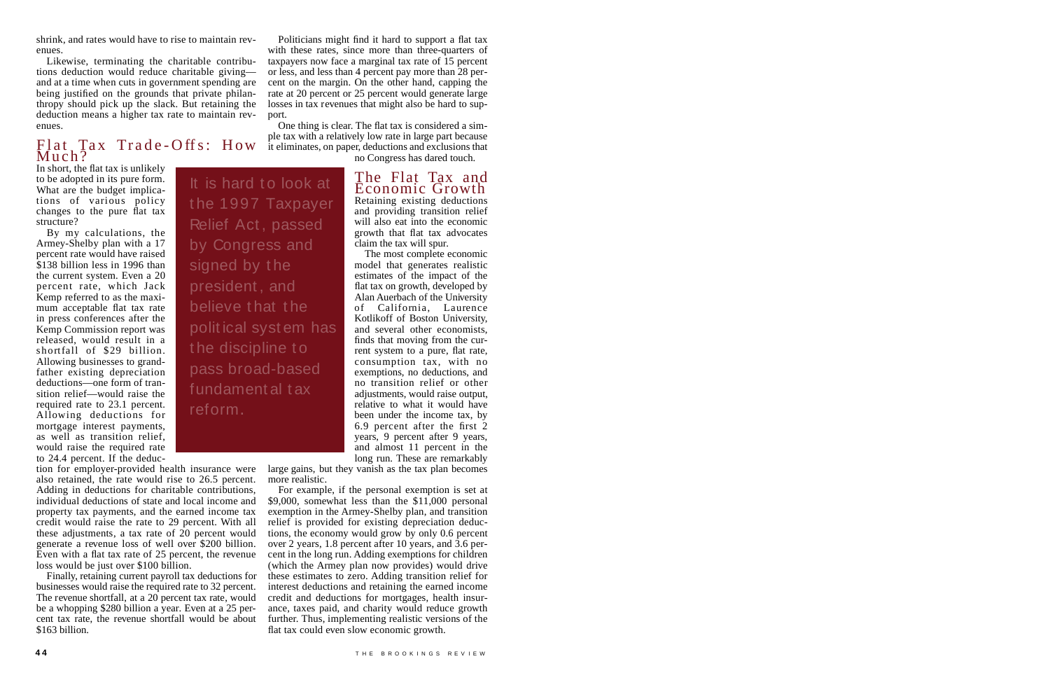shrink, and rates would have to rise to maintain revenues.

Likewise, terminating the charitable contributions deduction would reduce charitable giving—and at a time when cuts in government spending are being justified on the grounds that private philanthropy should pick up the slack. But retaining the deduction means a higher tax rate to maintain revenues.

## Flat Tax Trade-Offs: How Much?

In short, the flat tax is unlikely to be adopted in its pure form. What are the budget implications of various policy changes to the pure flat tax structure?

By my calculations, the Armey-Shelby plan with a 17 percent rate would have raised $138 billion less in 1996 than the current system. Even a 20 percent rate, which Jack Kemp referred to as the maximum acceptable flat tax rate in press conferences after the Kemp Commission report was released, would result in a shortfall of $29 billion. Allowing businesses to grandfather existing depreciation deductions—one form of transition relief—would raise the required rate to 23.1 percent. Allowing deductions for mortgage interest payments, as well as transition relief, would raise the required rate to 24.4 percent. If the deduction for employer-provided health insurance were also retained, the rate would rise to 26.5 percent. Adding in deductions for charitable contributions, individual deductions of state and local income and property tax payments, and the earned income tax credit would raise the rate to 29 percent. With all these adjustments, a tax rate of 20 percent would generate a revenue loss of well over $200 billion. Even with a flat tax rate of 25 percent, the revenue loss would be just over $100 billion.

Finally, retaining current payroll tax deductions for businesses would raise the required rate to 32 percent. The revenue shortfall, at a 20 percent tax rate, would be a whopping $280 billion a year. Even at a 25 percent tax rate, the revenue shortfall would be about $163 billion.

> It is hard to look at the 1997 Taxpayer Relief Act, passed by Congress and signed by the president, and believe that the political system has the discipline to pass broad-based fundamental tax reform.

Politicians might find it hard to support a flat tax with these rates, since more than three-quarters of taxpayers now face a marginal tax rate of 15 percent or less, and less than 4 percent pay more than 28 percent on the margin. On the other hand, capping the rate at 20 percent or 25 percent would generate large losses in tax revenues that might also be hard to support.

One thing is clear. The flat tax is considered a simple tax with a relatively low rate in large part because it eliminates, on paper, deductions and exclusions that no Congress has dared touch.

## The Flat Tax and Economic Growth

Retaining existing deductions and providing transition relief will also eat into the economic growth that flat tax advocates claim the tax will spur.

The most complete economic model that generates realistic estimates of the impact of the flat tax on growth, developed by Alan Auerbach of the University of California, Laurence Kotlikoff of Boston University, and several other economists, finds that moving from the current system to a pure, flat rate, consumption tax, with no exemptions, no deductions, and no transition relief or other adjustments, would raise output, relative to what it would have been under the income tax, by 6.9 percent after the first 2 years, 9 percent after 9 years, and almost 11 percent in the long run. These are remarkably large gains, but they vanish as the tax plan becomes more realistic.

For example, if the personal exemption is set at $9,000, somewhat less than the $11,000 personal exemption in the Armey-Shelby plan, and transition relief is provided for existing depreciation deductions, the economy would grow by only 0.6 percent over 2 years, 1.8 percent after 10 years, and 3.6 percent in the long run. Adding exemptions for children (which the Armey plan now provides) would drive these estimates to zero. Adding transition relief for interest deductions and retaining the earned income credit and deductions for mortgages, health insurance, taxes paid, and charity would reduce growth further. Thus, implementing realistic versions of the flat tax could even slow economic growth.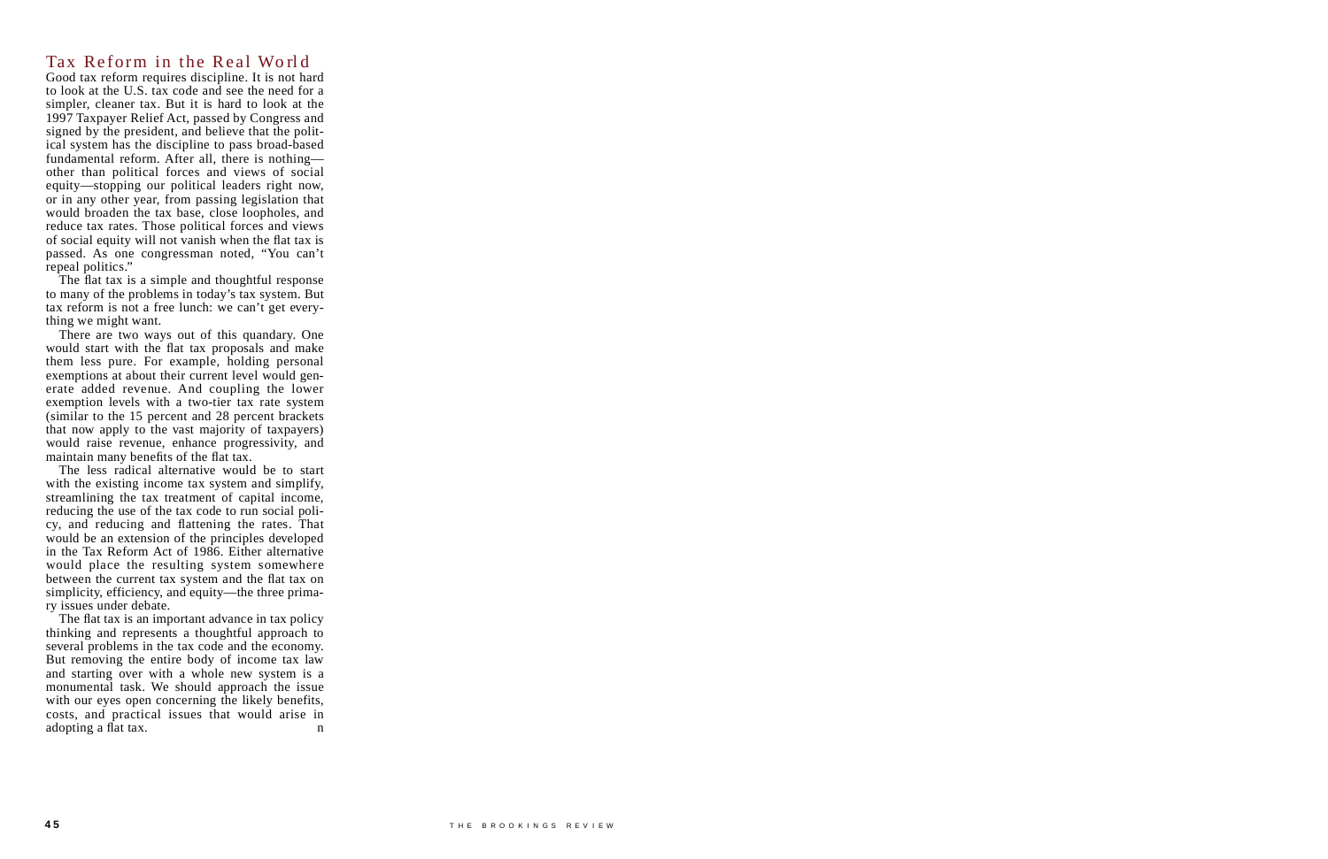## Tax Reform in the Real World

Good tax reform requires discipline. It is not hard to look at the U.S. tax code and see the need for a simpler, cleaner tax. But it is hard to look at the 1997 Taxpayer Relief Act, passed by Congress and signed by the president, and believe that the political system has the discipline to pass broad-based fundamental reform. After all, there is nothing—other than political forces and views of social equity—stopping our political leaders right now, or in any other year, from passing legislation that would broaden the tax base, close loopholes, and reduce tax rates. Those political forces and views of social equity will not vanish when the flat tax is passed. As one congressman noted, "You can't repeal politics."

The flat tax is a simple and thoughtful response to many of the problems in today's tax system. But tax reform is not a free lunch: we can't get everything we might want.

There are two ways out of this quandary. One would start with the flat tax proposals and make them less pure. For example, holding personal exemptions at about their current level would generate added revenue. And coupling the lower exemption levels with a two-tier tax rate system (similar to the 15 percent and 28 percent brackets that now apply to the vast majority of taxpayers) would raise revenue, enhance progressivity, and maintain many benefits of the flat tax.

The less radical alternative would be to start with the existing income tax system and simplify, streamlining the tax treatment of capital income, reducing the use of the tax code to run social policy, and reducing and flattening the rates. That would be an extension of the principles developed in the Tax Reform Act of 1986. Either alternative would place the resulting system somewhere between the current tax system and the flat tax on simplicity, efficiency, and equity—the three primary issues under debate.

The flat tax is an important advance in tax policy thinking and represents a thoughtful approach to several problems in the tax code and the economy. But removing the entire body of income tax law and starting over with a whole new system is a monumental task. We should approach the issue with our eyes open concerning the likely benefits, costs, and practical issues that would arise in adopting a flat tax.